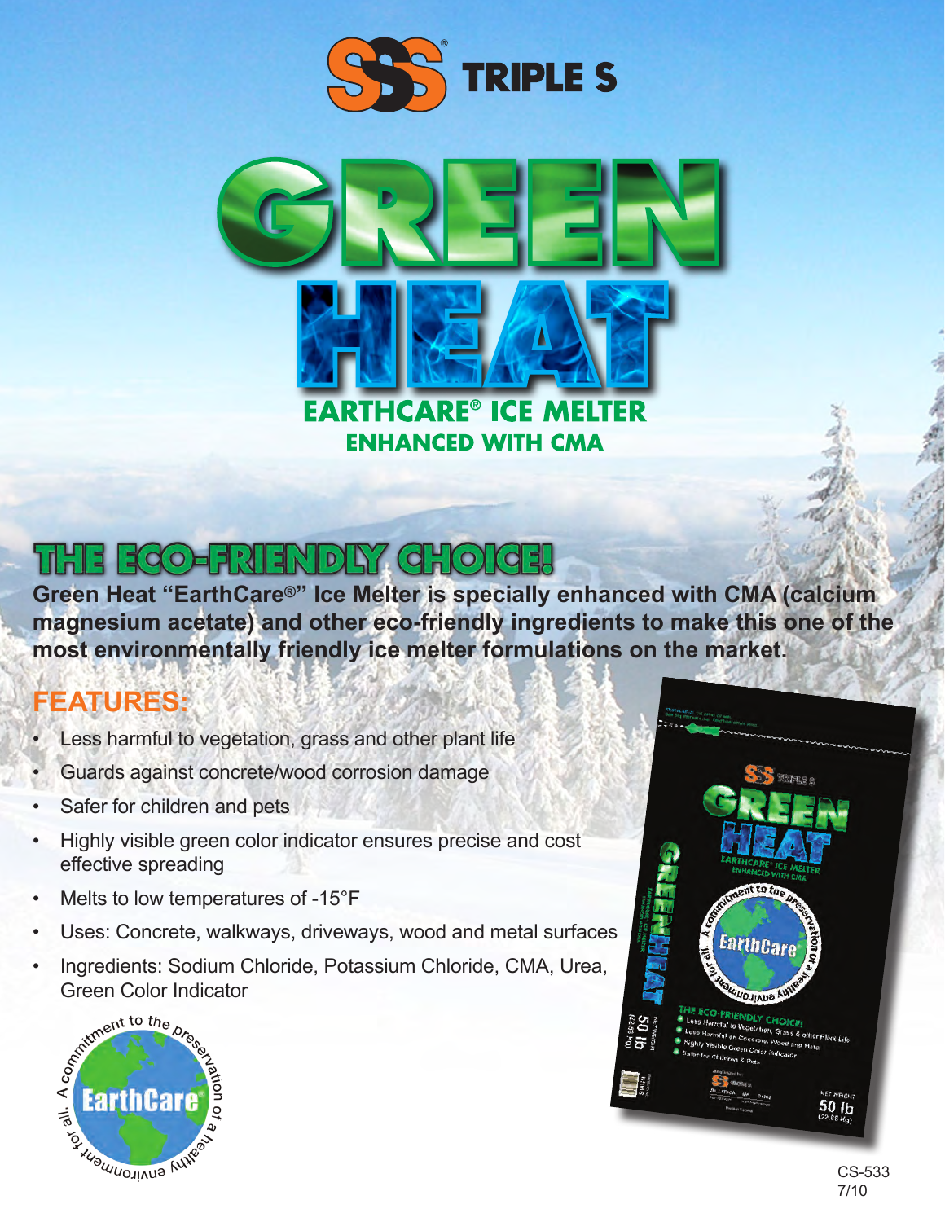TRIPLE S

# GREEN HEAT

## EARTHCARE® ICE MELTER
### ENHANCED WITH CMA

## THE ECO-FRIENDLY CHOICE!

**Green Heat "EarthCare®" Ice Melter is specially enhanced with CMA (calcium magnesium acetate) and other eco-friendly ingredients to make this one of the most environmentally friendly ice melter formulations on the market.**

## FEATURES:

- Less harmful to vegetation, grass and other plant life
- Guards against concrete/wood corrosion damage
- Safer for children and pets
- Highly visible green color indicator ensures precise and cost effective spreading
- Melts to low temperatures of -15°F
- Uses: Concrete, walkways, driveways, wood and metal surfaces
- Ingredients: Sodium Chloride, Potassium Chloride, CMA, Urea, Green Color Indicator

A commitment to the preservation of a healthy environment for all. EarthCare®

CS-533
7/10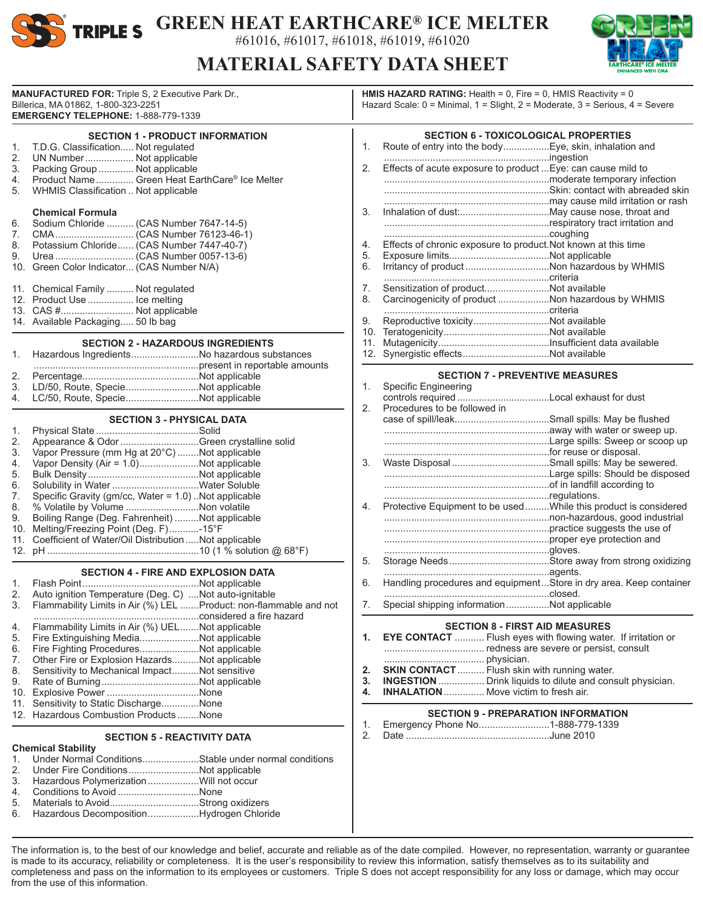# GREEN HEAT EARTHCARE® ICE MELTER

#61016, #61017, #61018, #61019, #61020

# MATERIAL SAFETY DATA SHEET

**MANUFACTURED FOR:** Triple S, 2 Executive Park Dr., Billerica, MA 01862, 1-800-323-2251
**EMERGENCY TELEPHONE:** 1-888-779-1339

**HMIS HAZARD RATING:** Health = 0, Fire = 0, HMIS Reactivity = 0
Hazard Scale: 0 = Minimal, 1 = Slight, 2 = Moderate, 3 = Serious, 4 = Severe

## SECTION 1 - PRODUCT INFORMATION

1. T.D.G. Classification..... Not regulated
2. UN Number.................. Not applicable
3. Packing Group ............. Not applicable
4. Product Name.............. Green Heat EarthCare® Ice Melter
5. WHMIS Classification .. Not applicable

**Chemical Formula**

6. Sodium Chloride .......... (CAS Number 7647-14-5)
7. CMA............................ (CAS Number 76123-46-1)
8. Potassium Chloride...... (CAS Number 7447-40-7)
9. Urea ............................ (CAS Number 0057-13-6)
10. Green Color Indicator... (CAS Number N/A)

11. Chemical Family .......... Not regulated
12. Product Use ................. Ice melting
13. CAS #.......................... Not applicable
14. Available Packaging..... 50 lb bag

## SECTION 2 - HAZARDOUS INGREDIENTS

1. Hazardous Ingredients.........................No hazardous substances present in reportable amounts
2. Percentage...........................................Not applicable
3. LD/50, Route, Specie...........................Not applicable
4. LC/50, Route, Specie...........................Not applicable

## SECTION 3 - PHYSICAL DATA

1. Physical State ......................................Solid
2. Appearance & Odor .............................Green crystalline solid
3. Vapor Pressure (mm Hg at 20°C) ........Not applicable
4. Vapor Density (Air = 1.0)......................Not applicable
5. Bulk Density.........................................Not applicable
6. Solubility in Water ................................Water Soluble
7. Specific Gravity (gm/cc, Water = 1.0) ..Not applicable
8. % Volatile by Volume ...........................Non volatile
9. Boiling Range (Deg. Fahrenheit) .........Not applicable
10. Melting/Freezing Point (Deg. F)...........-15°F
11. Coefficient of Water/Oil Distribution .....Not applicable
12. pH .......................................................10 (1 % solution @ 68°F)

## SECTION 4 - FIRE AND EXPLOSION DATA

1. Flash Point...........................................Not applicable
2. Auto ignition Temperature (Deg. C) ....Not auto-ignitable
3. Flammability Limits in Air (%) LEL .......Product: non-flammable and not considered a fire hazard
4. Flammability Limits in Air (%) UEL.......Not applicable
5. Fire Extinguishing Media......................Not applicable
6. Fire Fighting Procedures......................Not applicable
7. Other Fire or Explosion Hazards..........Not applicable
8. Sensitivity to Mechanical Impact..........Not sensitive
9. Rate of Burning....................................Not applicable
10. Explosive Power ..................................None
11. Sensitivity to Static Discharge..............None
12. Hazardous Combustion Products........None

## SECTION 5 - REACTIVITY DATA

**Chemical Stability**

1. Under Normal Conditions.....................Stable under normal conditions
2. Under Fire Conditions..........................Not applicable
3. Hazardous Polymerization...................Will not occur
4. Conditions to Avoid .............................None
5. Materials to Avoid.................................Strong oxidizers
6. Hazardous Decomposition...................Hydrogen Chloride

## SECTION 6 - TOXICOLOGICAL PROPERTIES

1. Route of entry into the body.................Eye, skin, inhalation and ingestion
2. Effects of acute exposure to product ...Eye: can cause mild to moderate temporary infection. Skin: contact with abreded skin may cause mild irritation or rash
3. Inhalation of dust:.................................May cause nose, throat and respiratory tract irritation and coughing
4. Effects of chronic exposure to product.Not known at this time
5. Exposure limits.....................................Not applicable
6. Irritancy of product ...............................Non hazardous by WHMIS criteria
7. Sensitization of product........................Not available
8. Carcinogenicity of product ...................Non hazardous by WHMIS criteria
9. Reproductive toxicity............................Not available
10. Teratogenicity.......................................Not available
11. Mutagenicity.........................................Insufficient data available
12. Synergistic effects................................Not available

## SECTION 7 - PREVENTIVE MEASURES

1. Specific Engineering controls required .................................Local exhaust for dust
2. Procedures to be followed in case of spill/leak..................................Small spills: May be flushed away with water or sweep up. Large spills: Sweep or scoop up for reuse or disposal.
3. Waste Disposal ....................................Small spills: May be sewered. Large spills: Should be disposed of in landfill according to regulations.
4. Protective Equipment to be used.........While this product is considered non-hazardous, good industrial practice suggests the use of proper eye protection and gloves.
5. Storage Needs .....................................Store away from strong oxidizing agents.
6. Handling procedures and equipment...Store in dry area. Keep container closed.
7. Special shipping information ................Not applicable

## SECTION 8 - FIRST AID MEASURES

1. **EYE CONTACT** ........... Flush eyes with flowing water. If irritation or redness are severe or persist, consult physician.
2. **SKIN CONTACT** .......... Flush skin with running water.
3. **INGESTION** ................. Drink liquids to dilute and consult physician.
4. **INHALATION** ............... Move victim to fresh air.

## SECTION 9 - PREPARATION INFORMATION

1. Emergency Phone No..........................1-888-779-1339
2. Date .....................................................June 2010

The information is, to the best of our knowledge and belief, accurate and reliable as of the date compiled. However, no representation, warranty or guarantee is made to its accuracy, reliability or completeness. It is the user's responsibility to review this information, satisfy themselves as to its suitability and completeness and pass on the information to its employees or customers. Triple S does not accept responsibility for any loss or damage, which may occur from the use of this information.